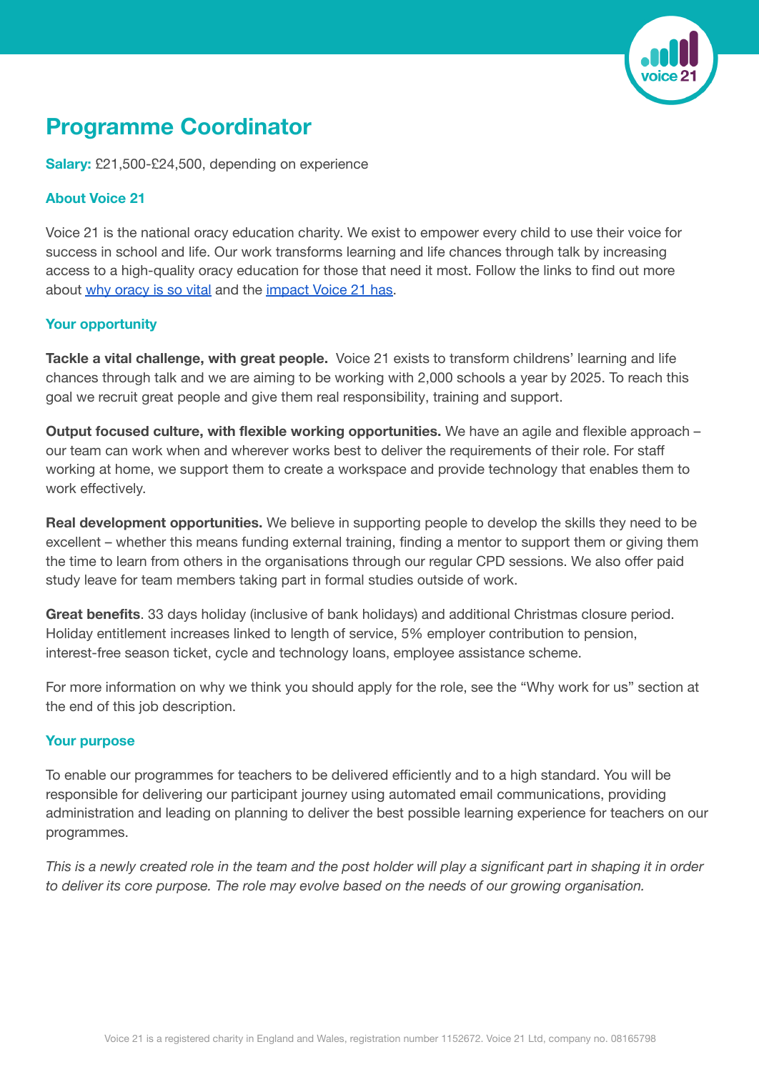# Programme Coordinator

**Salary:** £21,500-£24,500, depending on experience

## About Voice 21

Voice 21 is the national oracy education charity. We exist to empower every child to use their voice for success in school and life. Our work transforms learning and life chances through talk by increasing access to a high-quality oracy education for those that need it most. Follow the links to find out more about why oracy is so vital and the impact Voice 21 has.

## Your opportunity

**Tackle a vital challenge, with great people.** Voice 21 exists to transform childrens' learning and life chances through talk and we are aiming to be working with 2,000 schools a year by 2025. To reach this goal we recruit great people and give them real responsibility, training and support.

**Output focused culture, with flexible working opportunities.** We have an agile and flexible approach – our team can work when and wherever works best to deliver the requirements of their role. For staff working at home, we support them to create a workspace and provide technology that enables them to work effectively.

**Real development opportunities.** We believe in supporting people to develop the skills they need to be excellent – whether this means funding external training, finding a mentor to support them or giving them the time to learn from others in the organisations through our regular CPD sessions. We also offer paid study leave for team members taking part in formal studies outside of work.

**Great benefits**. 33 days holiday (inclusive of bank holidays) and additional Christmas closure period. Holiday entitlement increases linked to length of service, 5% employer contribution to pension, interest-free season ticket, cycle and technology loans, employee assistance scheme.

For more information on why we think you should apply for the role, see the "Why work for us" section at the end of this job description.

## Your purpose

To enable our programmes for teachers to be delivered efficiently and to a high standard. You will be responsible for delivering our participant journey using automated email communications, providing administration and leading on planning to deliver the best possible learning experience for teachers on our programmes.

*This is a newly created role in the team and the post holder will play a significant part in shaping it in order to deliver its core purpose. The role may evolve based on the needs of our growing organisation.*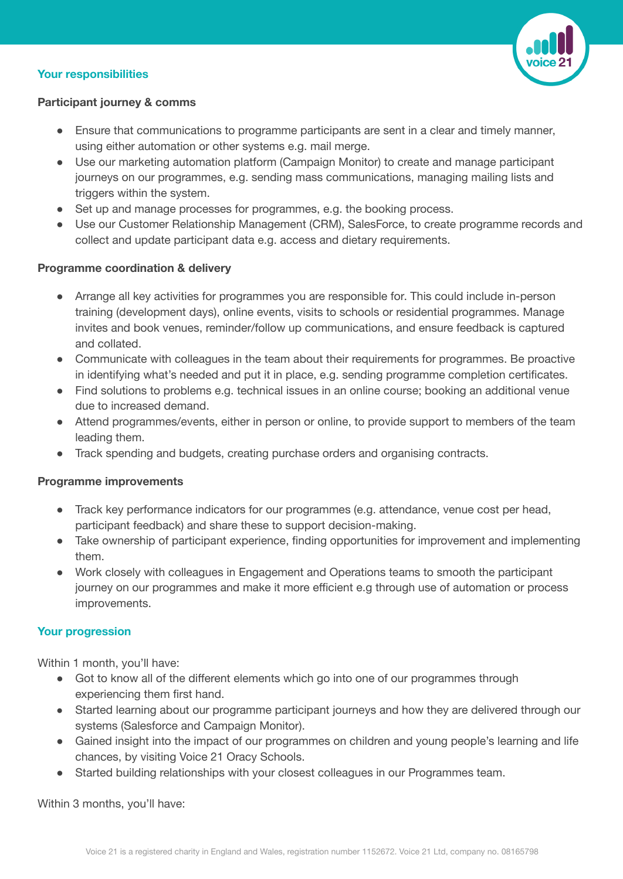## Your responsibilities

### Participant journey & comms

- Ensure that communications to programme participants are sent in a clear and timely manner, using either automation or other systems e.g. mail merge.
- Use our marketing automation platform (Campaign Monitor) to create and manage participant journeys on our programmes, e.g. sending mass communications, managing mailing lists and triggers within the system.
- Set up and manage processes for programmes, e.g. the booking process.
- Use our Customer Relationship Management (CRM), SalesForce, to create programme records and collect and update participant data e.g. access and dietary requirements.

### Programme coordination & delivery

- Arrange all key activities for programmes you are responsible for. This could include in-person training (development days), online events, visits to schools or residential programmes. Manage invites and book venues, reminder/follow up communications, and ensure feedback is captured and collated.
- Communicate with colleagues in the team about their requirements for programmes. Be proactive in identifying what's needed and put it in place, e.g. sending programme completion certificates.
- Find solutions to problems e.g. technical issues in an online course; booking an additional venue due to increased demand.
- Attend programmes/events, either in person or online, to provide support to members of the team leading them.
- Track spending and budgets, creating purchase orders and organising contracts.

### Programme improvements

- Track key performance indicators for our programmes (e.g. attendance, venue cost per head, participant feedback) and share these to support decision-making.
- Take ownership of participant experience, finding opportunities for improvement and implementing them.
- Work closely with colleagues in Engagement and Operations teams to smooth the participant journey on our programmes and make it more efficient e.g through use of automation or process improvements.

## Your progression

Within 1 month, you'll have:

- Got to know all of the different elements which go into one of our programmes through experiencing them first hand.
- Started learning about our programme participant journeys and how they are delivered through our systems (Salesforce and Campaign Monitor).
- Gained insight into the impact of our programmes on children and young people's learning and life chances, by visiting Voice 21 Oracy Schools.
- Started building relationships with your closest colleagues in our Programmes team.

Within 3 months, you'll have: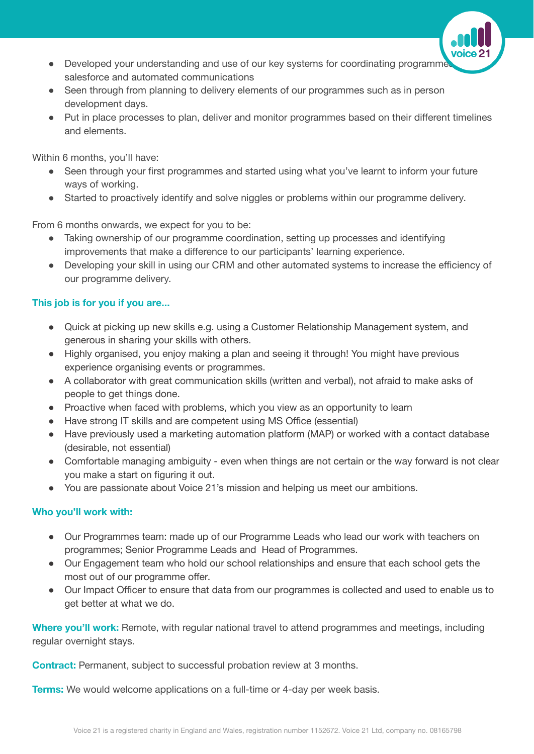- Developed your understanding and use of our key systems for coordinating programmes: salesforce and automated communications
- Seen through from planning to delivery elements of our programmes such as in person development days.
- Put in place processes to plan, deliver and monitor programmes based on their different timelines and elements.

Within 6 months, you'll have:

- Seen through your first programmes and started using what you've learnt to inform your future ways of working.
- Started to proactively identify and solve niggles or problems within our programme delivery.

From 6 months onwards, we expect for you to be:

- Taking ownership of our programme coordination, setting up processes and identifying improvements that make a difference to our participants' learning experience.
- Developing your skill in using our CRM and other automated systems to increase the efficiency of our programme delivery.

### This job is for you if you are...

- Quick at picking up new skills e.g. using a Customer Relationship Management system, and generous in sharing your skills with others.
- Highly organised, you enjoy making a plan and seeing it through! You might have previous experience organising events or programmes.
- A collaborator with great communication skills (written and verbal), not afraid to make asks of people to get things done.
- Proactive when faced with problems, which you view as an opportunity to learn
- Have strong IT skills and are competent using MS Office (essential)
- Have previously used a marketing automation platform (MAP) or worked with a contact database (desirable, not essential)
- Comfortable managing ambiguity - even when things are not certain or the way forward is not clear you make a start on figuring it out.
- You are passionate about Voice 21's mission and helping us meet our ambitions.

### Who you'll work with:

- Our Programmes team: made up of our Programme Leads who lead our work with teachers on programmes; Senior Programme Leads and Head of Programmes.
- Our Engagement team who hold our school relationships and ensure that each school gets the most out of our programme offer.
- Our Impact Officer to ensure that data from our programmes is collected and used to enable us to get better at what we do.

**Where you'll work:** Remote, with regular national travel to attend programmes and meetings, including regular overnight stays.

**Contract:** Permanent, subject to successful probation review at 3 months.

**Terms:** We would welcome applications on a full-time or 4-day per week basis.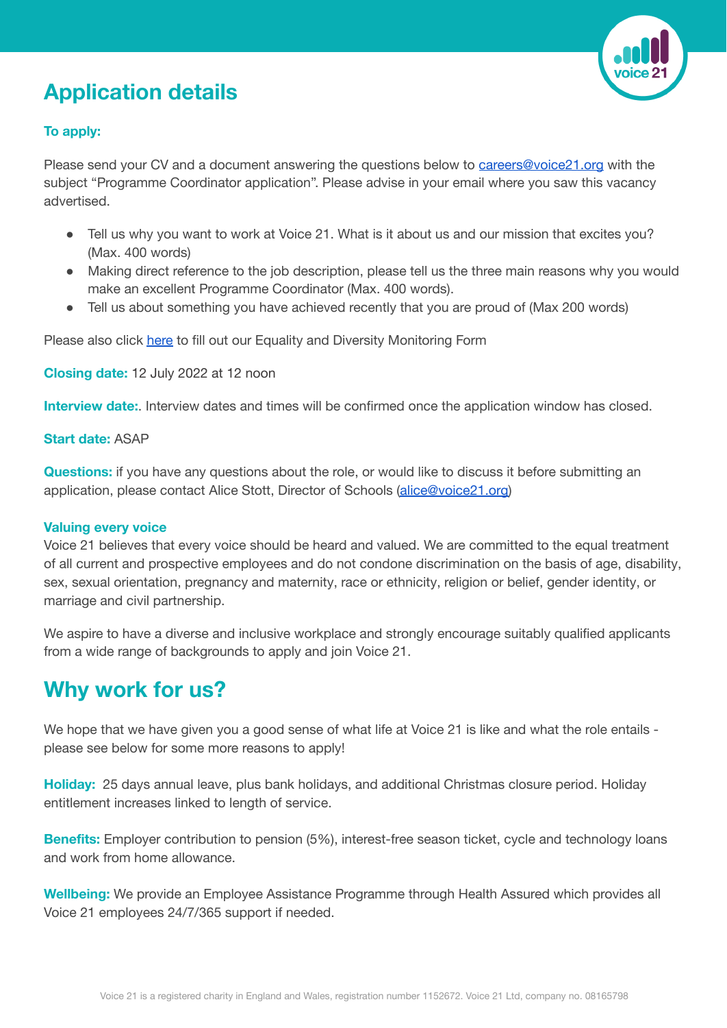# Application details

**To apply:**

Please send your CV and a document answering the questions below to [careers@voice21.org](mailto:careers@voice21.org) with the subject "Programme Coordinator application". Please advise in your email where you saw this vacancy advertised.

- Tell us why you want to work at Voice 21. What is it about us and our mission that excites you? (Max. 400 words)
- Making direct reference to the job description, please tell us the three main reasons why you would make an excellent Programme Coordinator (Max. 400 words).
- Tell us about something you have achieved recently that you are proud of (Max 200 words)

Please also click [here]() to fill out our Equality and Diversity Monitoring Form

**Closing date:** 12 July 2022 at 12 noon

**Interview date:**. Interview dates and times will be confirmed once the application window has closed.

**Start date:** ASAP

**Questions:** if you have any questions about the role, or would like to discuss it before submitting an application, please contact Alice Stott, Director of Schools ([alice@voice21.org](mailto:alice@voice21.org))

**Valuing every voice**

Voice 21 believes that every voice should be heard and valued. We are committed to the equal treatment of all current and prospective employees and do not condone discrimination on the basis of age, disability, sex, sexual orientation, pregnancy and maternity, race or ethnicity, religion or belief, gender identity, or marriage and civil partnership.

We aspire to have a diverse and inclusive workplace and strongly encourage suitably qualified applicants from a wide range of backgrounds to apply and join Voice 21.

# Why work for us?

We hope that we have given you a good sense of what life at Voice 21 is like and what the role entails - please see below for some more reasons to apply!

**Holiday:** 25 days annual leave, plus bank holidays, and additional Christmas closure period. Holiday entitlement increases linked to length of service.

**Benefits:** Employer contribution to pension (5%), interest-free season ticket, cycle and technology loans and work from home allowance.

**Wellbeing:** We provide an Employee Assistance Programme through Health Assured which provides all Voice 21 employees 24/7/365 support if needed.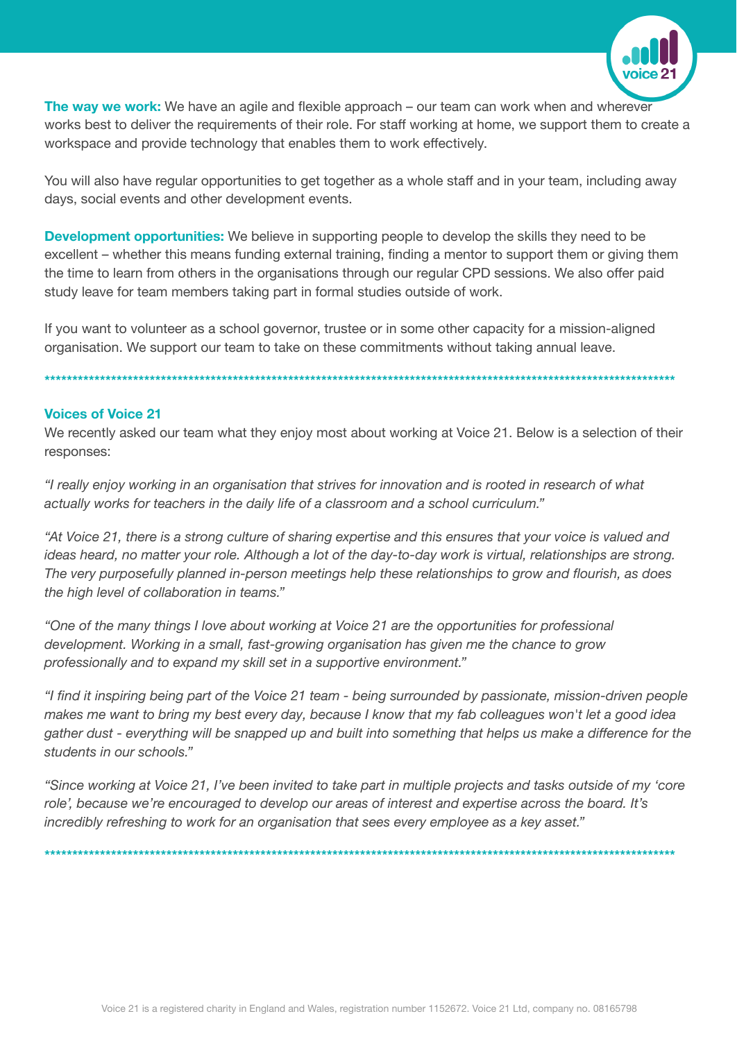**The way we work:** We have an agile and flexible approach – our team can work when and wherever works best to deliver the requirements of their role. For staff working at home, we support them to create a workspace and provide technology that enables them to work effectively.

You will also have regular opportunities to get together as a whole staff and in your team, including away days, social events and other development events.

**Development opportunities:** We believe in supporting people to develop the skills they need to be excellent – whether this means funding external training, finding a mentor to support them or giving them the time to learn from others in the organisations through our regular CPD sessions. We also offer paid study leave for team members taking part in formal studies outside of work.

If you want to volunteer as a school governor, trustee or in some other capacity for a mission-aligned organisation. We support our team to take on these commitments without taking annual leave.

**************************************************************************************************************************

## Voices of Voice 21

We recently asked our team what they enjoy most about working at Voice 21. Below is a selection of their responses:

*"I really enjoy working in an organisation that strives for innovation and is rooted in research of what actually works for teachers in the daily life of a classroom and a school curriculum."*

*"At Voice 21, there is a strong culture of sharing expertise and this ensures that your voice is valued and ideas heard, no matter your role. Although a lot of the day-to-day work is virtual, relationships are strong. The very purposefully planned in-person meetings help these relationships to grow and flourish, as does the high level of collaboration in teams."*

*"One of the many things I love about working at Voice 21 are the opportunities for professional development. Working in a small, fast-growing organisation has given me the chance to grow professionally and to expand my skill set in a supportive environment."*

*"I find it inspiring being part of the Voice 21 team - being surrounded by passionate, mission-driven people makes me want to bring my best every day, because I know that my fab colleagues won't let a good idea gather dust - everything will be snapped up and built into something that helps us make a difference for the students in our schools."*

*"Since working at Voice 21, I've been invited to take part in multiple projects and tasks outside of my 'core role', because we're encouraged to develop our areas of interest and expertise across the board. It's incredibly refreshing to work for an organisation that sees every employee as a key asset."*

**************************************************************************************************************************